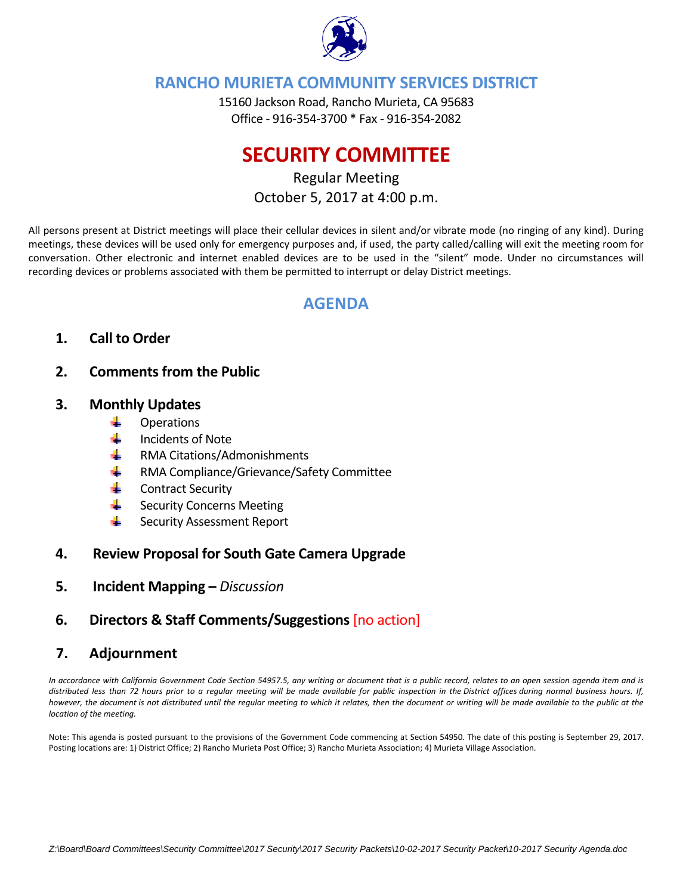# RANCHO MURIETA COMMUNITY SERVICES DISTRICT

15160 Jackson Road, Rancho Murieta, CA 95683
Office - 916-354-3700 * Fax - 916-354-2082

# SECURITY COMMITTEE

Regular Meeting
October 5, 2017 at 4:00 p.m.

All persons present at District meetings will place their cellular devices in silent and/or vibrate mode (no ringing of any kind). During meetings, these devices will be used only for emergency purposes and, if used, the party called/calling will exit the meeting room for conversation. Other electronic and internet enabled devices are to be used in the "silent" mode. Under no circumstances will recording devices or problems associated with them be permitted to interrupt or delay District meetings.

## AGENDA

1. **Call to Order**

2. **Comments from the Public**

3. **Monthly Updates**
   - Operations
   - Incidents of Note
   - RMA Citations/Admonishments
   - RMA Compliance/Grievance/Safety Committee
   - Contract Security
   - Security Concerns Meeting
   - Security Assessment Report

4. **Review Proposal for South Gate Camera Upgrade**

5. **Incident Mapping –** *Discussion*

6. **Directors & Staff Comments/Suggestions** [no action]

7. **Adjournment**

*In accordance with California Government Code Section 54957.5, any writing or document that is a public record, relates to an open session agenda item and is distributed less than 72 hours prior to a regular meeting will be made available for public inspection in the District offices during normal business hours. If, however, the document is not distributed until the regular meeting to which it relates, then the document or writing will be made available to the public at the location of the meeting.*

Note: This agenda is posted pursuant to the provisions of the Government Code commencing at Section 54950. The date of this posting is September 29, 2017. Posting locations are: 1) District Office; 2) Rancho Murieta Post Office; 3) Rancho Murieta Association; 4) Murieta Village Association.

*Z:\Board\Board Committees\Security Committee\2017 Security\2017 Security Packets\10-02-2017 Security Packet\10-2017 Security Agenda.doc*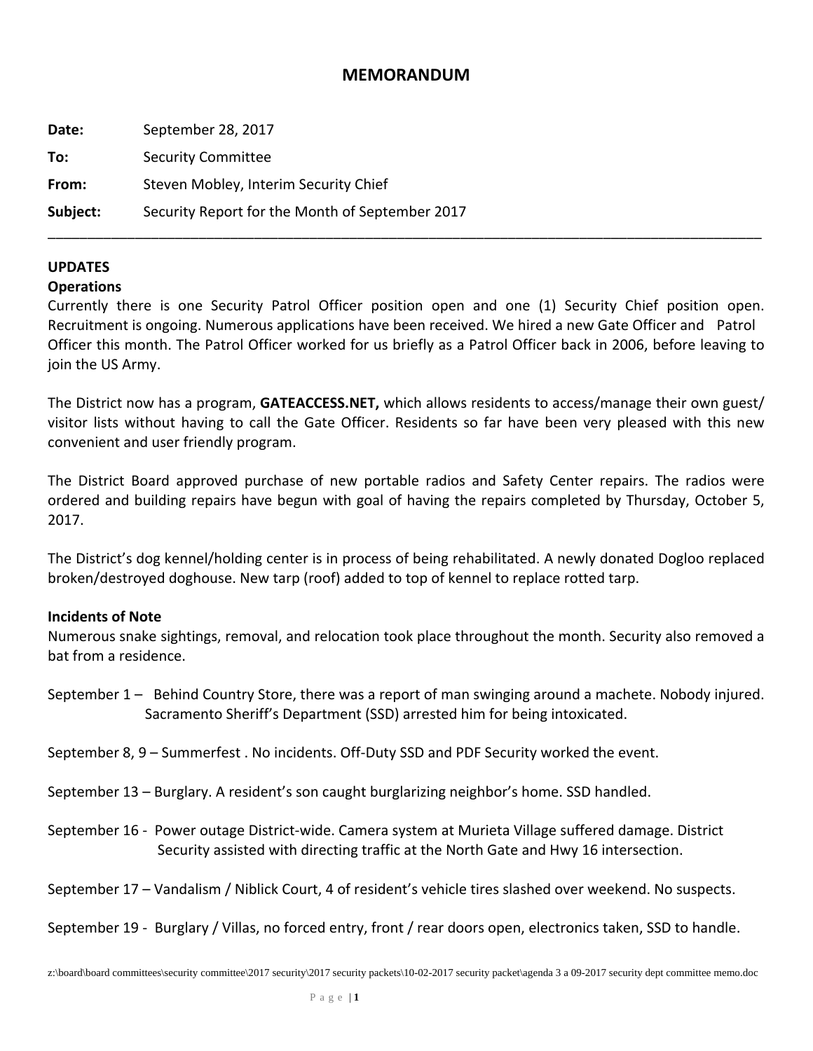# MEMORANDUM

**Date:** September 28, 2017

**To:** Security Committee

**From:** Steven Mobley, Interim Security Chief

**Subject:** Security Report for the Month of September 2017

---

## UPDATES

### Operations

Currently there is one Security Patrol Officer position open and one (1) Security Chief position open. Recruitment is ongoing. Numerous applications have been received. We hired a new Gate Officer and Patrol Officer this month. The Patrol Officer worked for us briefly as a Patrol Officer back in 2006, before leaving to join the US Army.

The District now has a program, **GATEACCESS.NET,** which allows residents to access/manage their own guest/ visitor lists without having to call the Gate Officer. Residents so far have been very pleased with this new convenient and user friendly program.

The District Board approved purchase of new portable radios and Safety Center repairs. The radios were ordered and building repairs have begun with goal of having the repairs completed by Thursday, October 5, 2017.

The District's dog kennel/holding center is in process of being rehabilitated. A newly donated Dogloo replaced broken/destroyed doghouse. New tarp (roof) added to top of kennel to replace rotted tarp.

### Incidents of Note

Numerous snake sightings, removal, and relocation took place throughout the month. Security also removed a bat from a residence.

September 1 – Behind Country Store, there was a report of man swinging around a machete. Nobody injured. Sacramento Sheriff's Department (SSD) arrested him for being intoxicated.

September 8, 9 – Summerfest . No incidents. Off-Duty SSD and PDF Security worked the event.

September 13 – Burglary. A resident's son caught burglarizing neighbor's home. SSD handled.

September 16 - Power outage District-wide. Camera system at Murieta Village suffered damage. District Security assisted with directing traffic at the North Gate and Hwy 16 intersection.

September 17 – Vandalism / Niblick Court, 4 of resident's vehicle tires slashed over weekend. No suspects.

September 19 - Burglary / Villas, no forced entry, front / rear doors open, electronics taken, SSD to handle.

z:\board\board committees\security committee\2017 security\2017 security packets\10-02-2017 security packet\agenda 3 a 09-2017 security dept committee memo.doc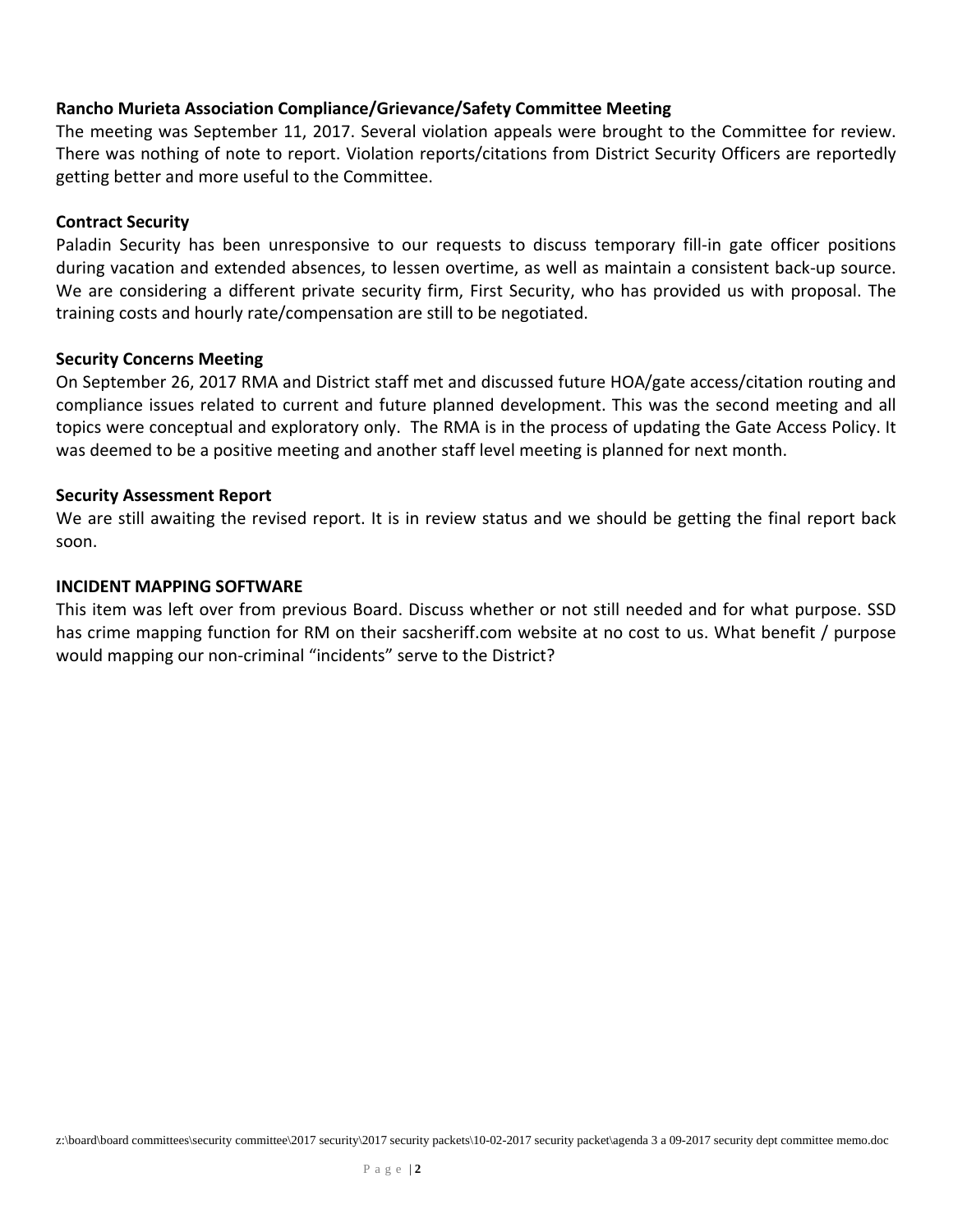**Rancho Murieta Association Compliance/Grievance/Safety Committee Meeting**

The meeting was September 11, 2017. Several violation appeals were brought to the Committee for review. There was nothing of note to report. Violation reports/citations from District Security Officers are reportedly getting better and more useful to the Committee.

**Contract Security**

Paladin Security has been unresponsive to our requests to discuss temporary fill-in gate officer positions during vacation and extended absences, to lessen overtime, as well as maintain a consistent back-up source. We are considering a different private security firm, First Security, who has provided us with proposal. The training costs and hourly rate/compensation are still to be negotiated.

**Security Concerns Meeting**

On September 26, 2017 RMA and District staff met and discussed future HOA/gate access/citation routing and compliance issues related to current and future planned development. This was the second meeting and all topics were conceptual and exploratory only. The RMA is in the process of updating the Gate Access Policy. It was deemed to be a positive meeting and another staff level meeting is planned for next month.

**Security Assessment Report**

We are still awaiting the revised report. It is in review status and we should be getting the final report back soon.

**INCIDENT MAPPING SOFTWARE**

This item was left over from previous Board. Discuss whether or not still needed and for what purpose. SSD has crime mapping function for RM on their sacsheriff.com website at no cost to us. What benefit / purpose would mapping our non-criminal "incidents" serve to the District?

z:\board\board committees\security committee\2017 security\2017 security packets\10-02-2017 security packet\agenda 3 a 09-2017 security dept committee memo.doc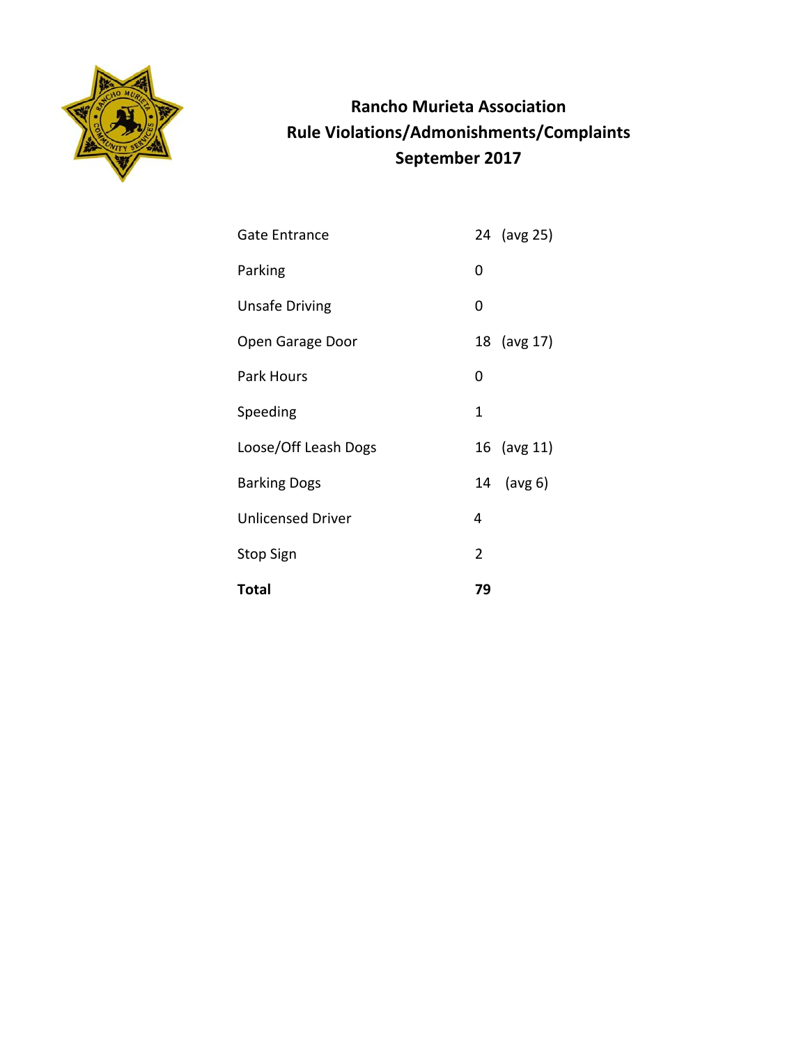# Rancho Murieta Association
## Rule Violations/Admonishments/Complaints
## September 2017

| | |
|---|---|
| Gate Entrance | 24 (avg 25) |
| Parking | 0 |
| Unsafe Driving | 0 |
| Open Garage Door | 18 (avg 17) |
| Park Hours | 0 |
| Speeding | 1 |
| Loose/Off Leash Dogs | 16 (avg 11) |
| Barking Dogs | 14 (avg 6) |
| Unlicensed Driver | 4 |
| Stop Sign | 2 |
| **Total** | **79** |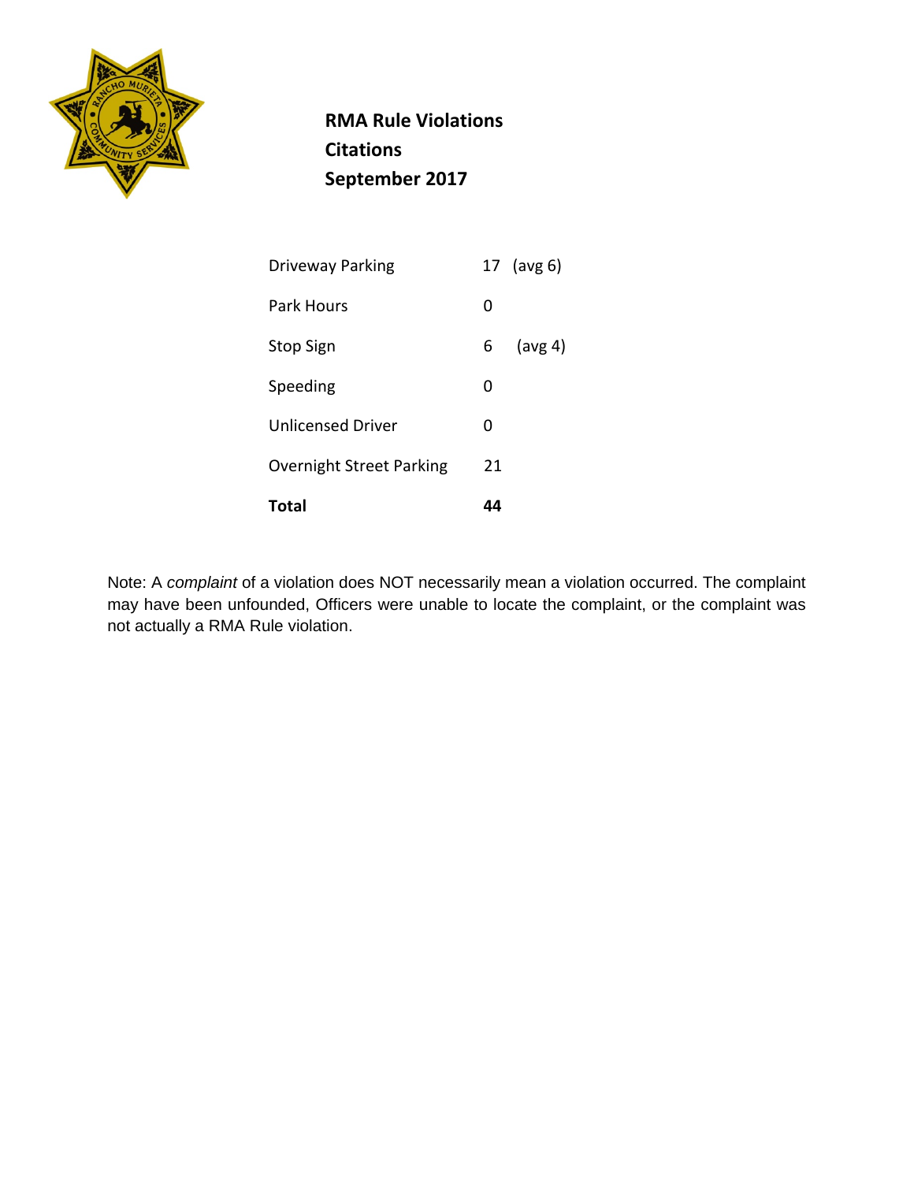**RMA Rule Violations**
**Citations**
**September 2017**

| | |
|---|---|
| Driveway Parking | 17 (avg 6) |
| Park Hours | 0 |
| Stop Sign | 6 (avg 4) |
| Speeding | 0 |
| Unlicensed Driver | 0 |
| Overnight Street Parking | 21 |
| **Total** | **44** |

Note: A *complaint* of a violation does NOT necessarily mean a violation occurred. The complaint may have been unfounded, Officers were unable to locate the complaint, or the complaint was not actually a RMA Rule violation.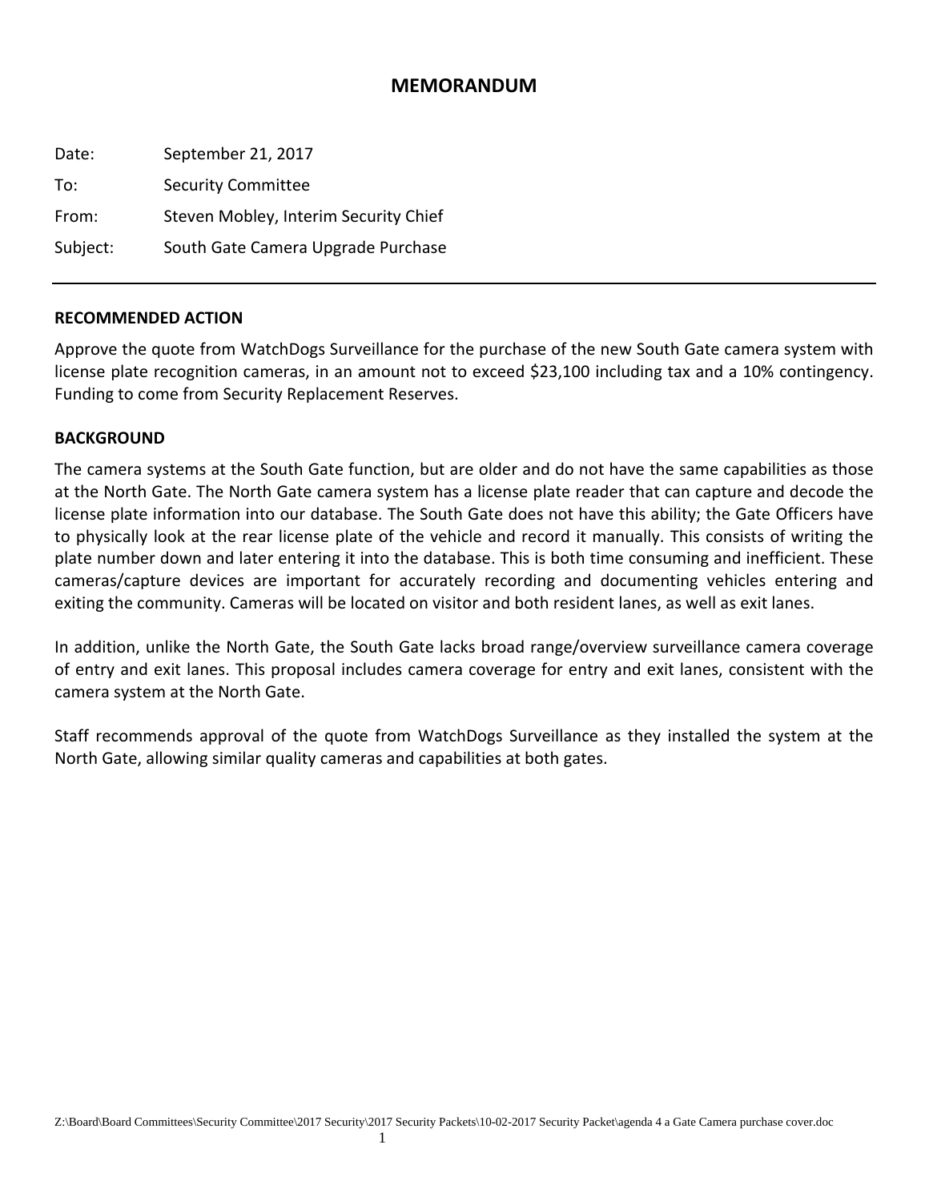# MEMORANDUM

Date: September 21, 2017

To: Security Committee

From: Steven Mobley, Interim Security Chief

Subject: South Gate Camera Upgrade Purchase

---

**RECOMMENDED ACTION**

Approve the quote from WatchDogs Surveillance for the purchase of the new South Gate camera system with license plate recognition cameras, in an amount not to exceed $23,100 including tax and a 10% contingency. Funding to come from Security Replacement Reserves.

**BACKGROUND**

The camera systems at the South Gate function, but are older and do not have the same capabilities as those at the North Gate. The North Gate camera system has a license plate reader that can capture and decode the license plate information into our database. The South Gate does not have this ability; the Gate Officers have to physically look at the rear license plate of the vehicle and record it manually. This consists of writing the plate number down and later entering it into the database. This is both time consuming and inefficient. These cameras/capture devices are important for accurately recording and documenting vehicles entering and exiting the community. Cameras will be located on visitor and both resident lanes, as well as exit lanes.

In addition, unlike the North Gate, the South Gate lacks broad range/overview surveillance camera coverage of entry and exit lanes. This proposal includes camera coverage for entry and exit lanes, consistent with the camera system at the North Gate.

Staff recommends approval of the quote from WatchDogs Surveillance as they installed the system at the North Gate, allowing similar quality cameras and capabilities at both gates.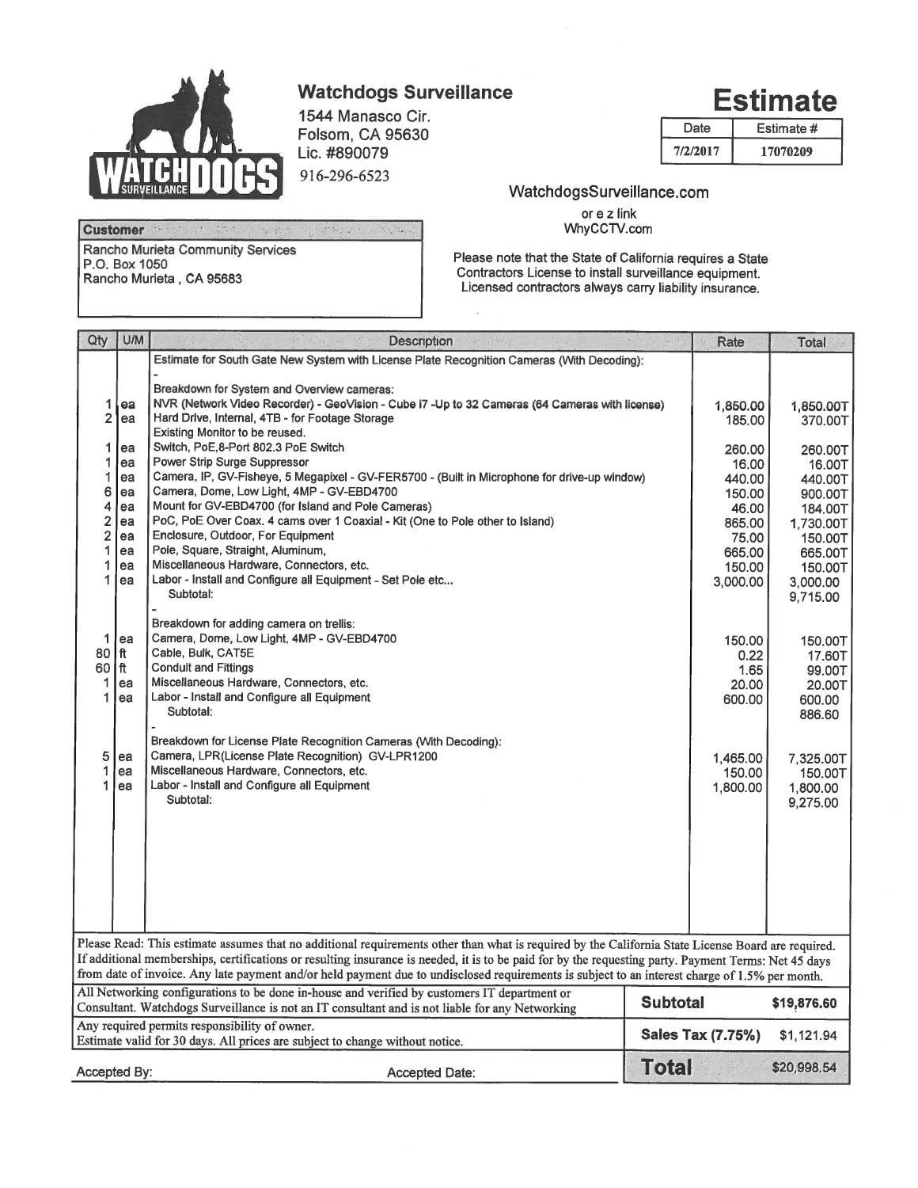# Watchdogs Surveillance

1544 Manasco Cir.
Folsom, CA 95630
Lic. #890079
916-296-6523

WatchdogsSurveillance.com
or e z link
WhyCCTV.com

# Estimate

| Date | Estimate # |
|---|---|
| 7/2/2017 | 17070209 |

**Customer**

Rancho Murieta Community Services
P.O. Box 1050
Rancho Murieta , CA 95683

Please note that the State of California requires a State Contractors License to install surveillance equipment. Licensed contractors always carry liability insurance.

| Qty | U/M | Description | Rate | Total |
|---|---|---|---|---|
| | | Estimate for South Gate New System with License Plate Recognition Cameras (With Decoding): | | |
| | | - | | |
| | | Breakdown for System and Overview cameras: | | |
| 1 | ea | NVR (Network Video Recorder) - GeoVision - Cube i7 -Up to 32 Cameras (64 Cameras with license) | 1,850.00 | 1,850.00T |
| 2 | ea | Hard Drive, Internal, 4TB - for Footage Storage | 185.00 | 370.00T |
| | | Existing Monitor to be reused. | | |
| 1 | ea | Switch, PoE,8-Port 802.3 PoE Switch | 260.00 | 260.00T |
| 1 | ea | Power Strip Surge Suppressor | 16.00 | 16.00T |
| 1 | ea | Camera, IP, GV-Fisheye, 5 Megapixel - GV-FER5700 - (Built in Microphone for drive-up window) | 440.00 | 440.00T |
| 6 | ea | Camera, Dome, Low Light, 4MP - GV-EBD4700 | 150.00 | 900.00T |
| 4 | ea | Mount for GV-EBD4700 (for Island and Pole Cameras) | 46.00 | 184.00T |
| 2 | ea | PoC, PoE Over Coax. 4 cams over 1 Coaxial - Kit (One to Pole other to Island) | 865.00 | 1,730.00T |
| 2 | ea | Enclosure, Outdoor, For Equipment | 75.00 | 150.00T |
| 1 | ea | Pole, Square, Straight, Aluminum, | 665.00 | 665.00T |
| 1 | ea | Miscellaneous Hardware, Connectors, etc. | 150.00 | 150.00T |
| 1 | ea | Labor - Install and Configure all Equipment - Set Pole etc... | 3,000.00 | 3,000.00 |
| | | Subtotal: | | 9,715.00 |
| | | - | | |
| | | Breakdown for adding camera on trellis: | | |
| 1 | ea | Camera, Dome, Low Light, 4MP - GV-EBD4700 | 150.00 | 150.00T |
| 80 | ft | Cable, Bulk, CAT5E | 0.22 | 17.60T |
| 60 | ft | Conduit and Fittings | 1.65 | 99.00T |
| 1 | ea | Miscellaneous Hardware, Connectors, etc. | 20.00 | 20.00T |
| 1 | ea | Labor - Install and Configure all Equipment | 600.00 | 600.00 |
| | | Subtotal: | | 886.60 |
| | | - | | |
| | | Breakdown for License Plate Recognition Cameras (With Decoding): | | |
| 5 | ea | Camera, LPR(License Plate Recognition) GV-LPR1200 | 1,465.00 | 7,325.00T |
| 1 | ea | Miscellaneous Hardware, Connectors, etc. | 150.00 | 150.00T |
| 1 | ea | Labor - Install and Configure all Equipment | 1,800.00 | 1,800.00 |
| | | Subtotal: | | 9,275.00 |

Please Read: This estimate assumes that no additional requirements other than what is required by the California State License Board are required. If additional memberships, certifications or resulting insurance is needed, it is to be paid for by the requesting party. Payment Terms: Net 45 days from date of invoice. Any late payment and/or held payment due to undisclosed requirements is subject to an interest charge of 1.5% per month.

| | | |
|---|---|---|
| All Networking configurations to be done in-house and verified by customers IT department or Consultant. Watchdogs Surveillance is not an IT consultant and is not liable for any Networking | **Subtotal** | $19,876.60 |
| Any required permits responsibility of owner. Estimate valid for 30 days. All prices are subject to change without notice. | **Sales Tax (7.75%)** | $1,121.94 |
| Accepted By: Accepted Date: | **Total** | $20,998.54 |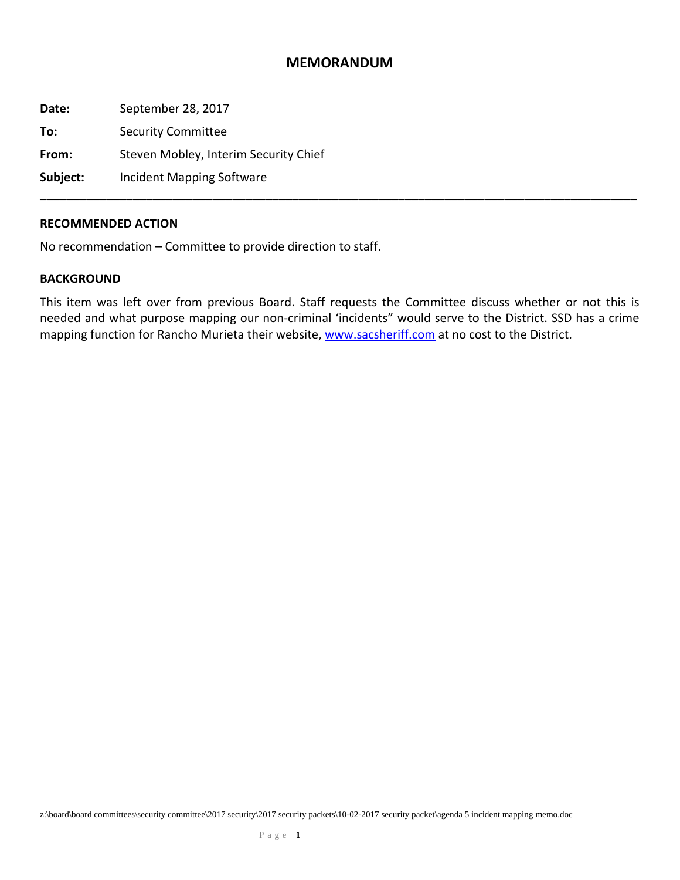# MEMORANDUM

**Date:** September 28, 2017

**To:** Security Committee

**From:** Steven Mobley, Interim Security Chief

**Subject:** Incident Mapping Software

---

## RECOMMENDED ACTION

No recommendation – Committee to provide direction to staff.

## BACKGROUND

This item was left over from previous Board. Staff requests the Committee discuss whether or not this is needed and what purpose mapping our non-criminal 'incidents" would serve to the District. SSD has a crime mapping function for Rancho Murieta their website, www.sacsheriff.com at no cost to the District.

z:\board\board committees\security committee\2017 security\2017 security packets\10-02-2017 security packet\agenda 5 incident mapping memo.doc